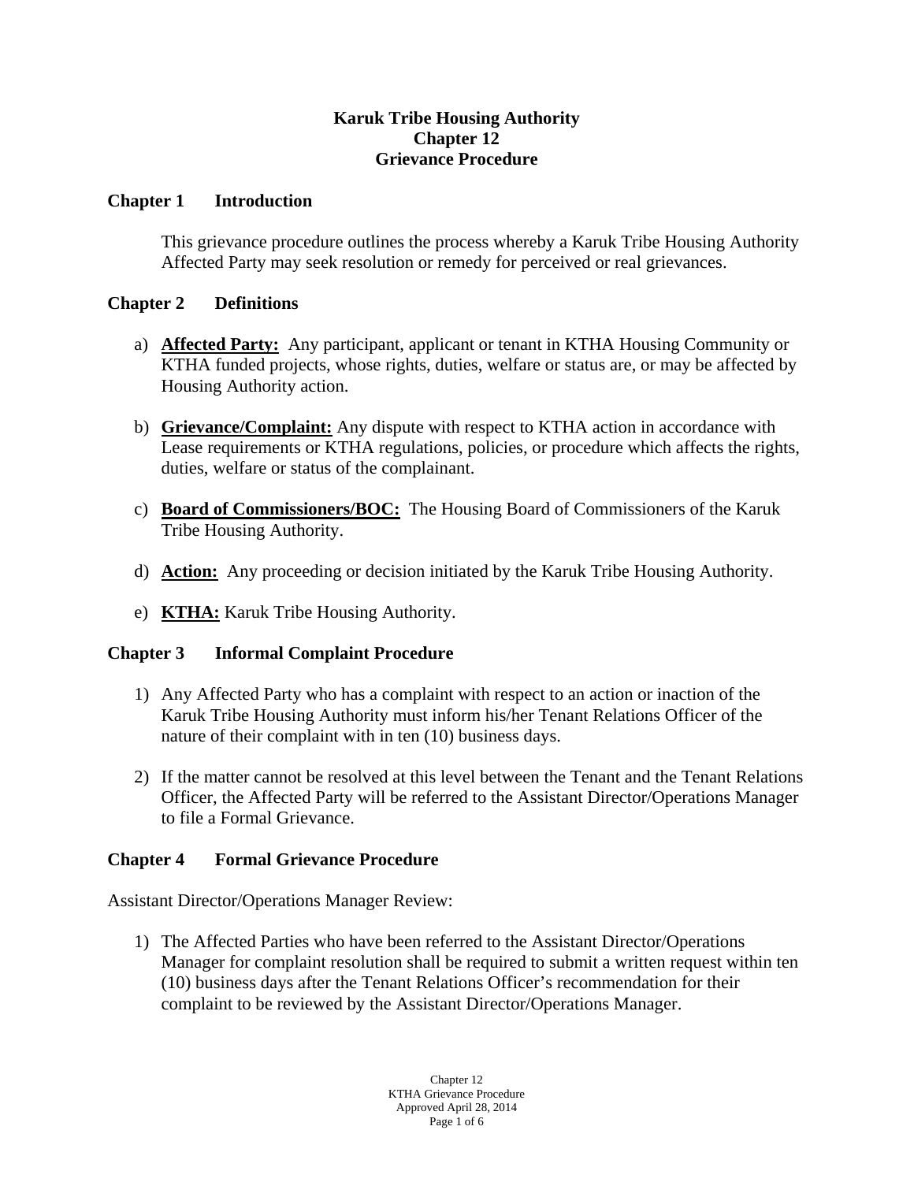# Karuk Tribe Housing Authority
# Chapter 12
# Grievance Procedure

## Chapter 1 Introduction

This grievance procedure outlines the process whereby a Karuk Tribe Housing Authority Affected Party may seek resolution or remedy for perceived or real grievances.

## Chapter 2 Definitions

a) **Affected Party:** Any participant, applicant or tenant in KTHA Housing Community or KTHA funded projects, whose rights, duties, welfare or status are, or may be affected by Housing Authority action.

b) **Grievance/Complaint:** Any dispute with respect to KTHA action in accordance with Lease requirements or KTHA regulations, policies, or procedure which affects the rights, duties, welfare or status of the complainant.

c) **Board of Commissioners/BOC:** The Housing Board of Commissioners of the Karuk Tribe Housing Authority.

d) **Action:** Any proceeding or decision initiated by the Karuk Tribe Housing Authority.

e) **KTHA:** Karuk Tribe Housing Authority.

## Chapter 3 Informal Complaint Procedure

1) Any Affected Party who has a complaint with respect to an action or inaction of the Karuk Tribe Housing Authority must inform his/her Tenant Relations Officer of the nature of their complaint with in ten (10) business days.

2) If the matter cannot be resolved at this level between the Tenant and the Tenant Relations Officer, the Affected Party will be referred to the Assistant Director/Operations Manager to file a Formal Grievance.

## Chapter 4 Formal Grievance Procedure

Assistant Director/Operations Manager Review:

1) The Affected Parties who have been referred to the Assistant Director/Operations Manager for complaint resolution shall be required to submit a written request within ten (10) business days after the Tenant Relations Officer's recommendation for their complaint to be reviewed by the Assistant Director/Operations Manager.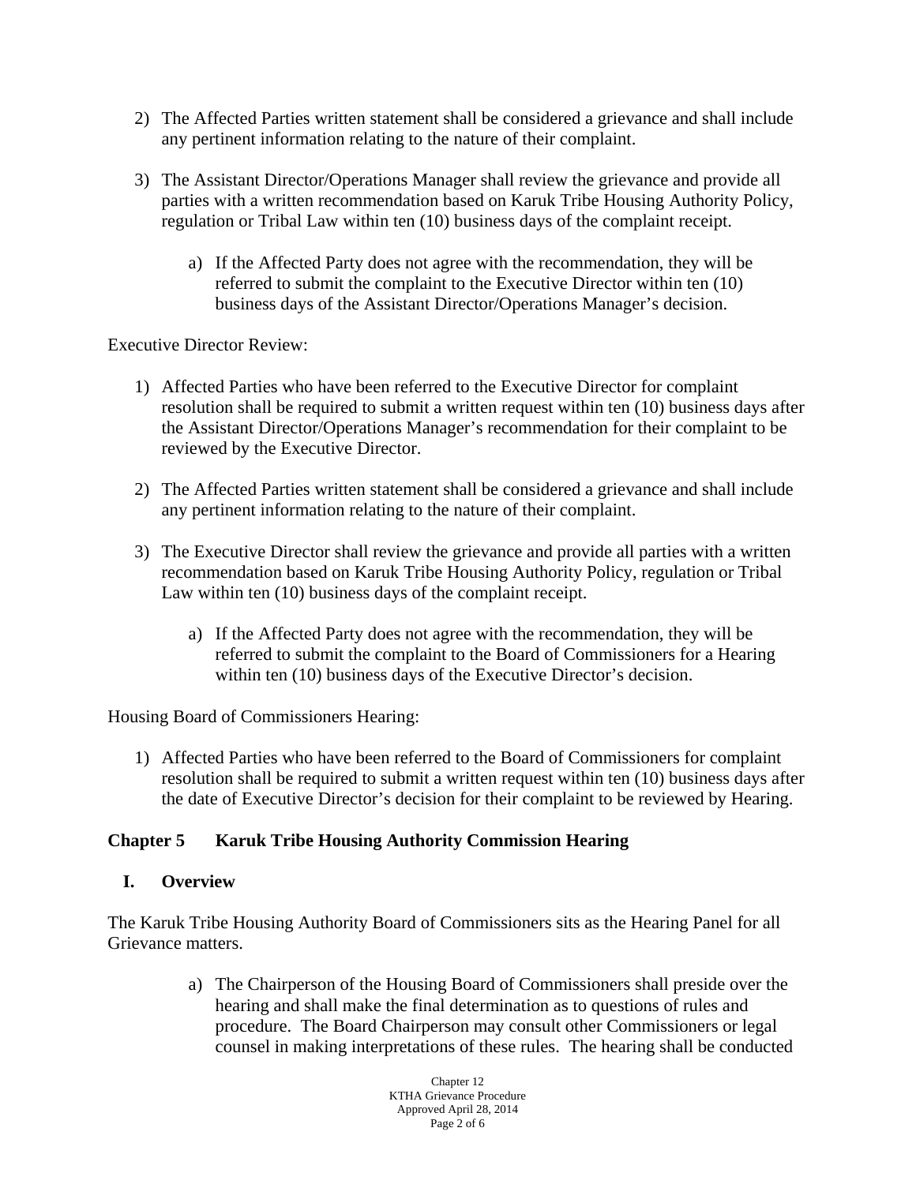2) The Affected Parties written statement shall be considered a grievance and shall include any pertinent information relating to the nature of their complaint.

3) The Assistant Director/Operations Manager shall review the grievance and provide all parties with a written recommendation based on Karuk Tribe Housing Authority Policy, regulation or Tribal Law within ten (10) business days of the complaint receipt.

   a) If the Affected Party does not agree with the recommendation, they will be referred to submit the complaint to the Executive Director within ten (10) business days of the Assistant Director/Operations Manager's decision.

Executive Director Review:

1) Affected Parties who have been referred to the Executive Director for complaint resolution shall be required to submit a written request within ten (10) business days after the Assistant Director/Operations Manager's recommendation for their complaint to be reviewed by the Executive Director.

2) The Affected Parties written statement shall be considered a grievance and shall include any pertinent information relating to the nature of their complaint.

3) The Executive Director shall review the grievance and provide all parties with a written recommendation based on Karuk Tribe Housing Authority Policy, regulation or Tribal Law within ten (10) business days of the complaint receipt.

   a) If the Affected Party does not agree with the recommendation, they will be referred to submit the complaint to the Board of Commissioners for a Hearing within ten (10) business days of the Executive Director's decision.

Housing Board of Commissioners Hearing:

1) Affected Parties who have been referred to the Board of Commissioners for complaint resolution shall be required to submit a written request within ten (10) business days after the date of Executive Director's decision for their complaint to be reviewed by Hearing.

## Chapter 5 Karuk Tribe Housing Authority Commission Hearing

### I. Overview

The Karuk Tribe Housing Authority Board of Commissioners sits as the Hearing Panel for all Grievance matters.

a) The Chairperson of the Housing Board of Commissioners shall preside over the hearing and shall make the final determination as to questions of rules and procedure. The Board Chairperson may consult other Commissioners or legal counsel in making interpretations of these rules. The hearing shall be conducted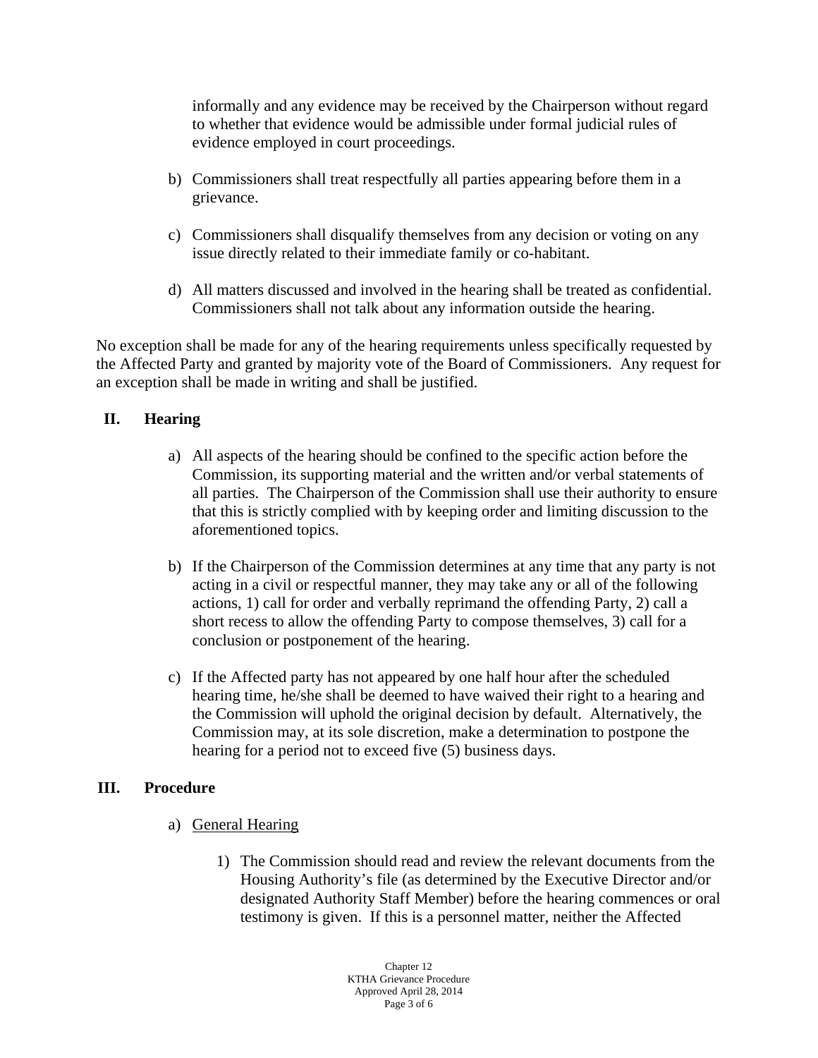informally and any evidence may be received by the Chairperson without regard to whether that evidence would be admissible under formal judicial rules of evidence employed in court proceedings.

b) Commissioners shall treat respectfully all parties appearing before them in a grievance.

c) Commissioners shall disqualify themselves from any decision or voting on any issue directly related to their immediate family or co-habitant.

d) All matters discussed and involved in the hearing shall be treated as confidential. Commissioners shall not talk about any information outside the hearing.

No exception shall be made for any of the hearing requirements unless specifically requested by the Affected Party and granted by majority vote of the Board of Commissioners. Any request for an exception shall be made in writing and shall be justified.

## II. Hearing

a) All aspects of the hearing should be confined to the specific action before the Commission, its supporting material and the written and/or verbal statements of all parties. The Chairperson of the Commission shall use their authority to ensure that this is strictly complied with by keeping order and limiting discussion to the aforementioned topics.

b) If the Chairperson of the Commission determines at any time that any party is not acting in a civil or respectful manner, they may take any or all of the following actions, 1) call for order and verbally reprimand the offending Party, 2) call a short recess to allow the offending Party to compose themselves, 3) call for a conclusion or postponement of the hearing.

c) If the Affected party has not appeared by one half hour after the scheduled hearing time, he/she shall be deemed to have waived their right to a hearing and the Commission will uphold the original decision by default. Alternatively, the Commission may, at its sole discretion, make a determination to postpone the hearing for a period not to exceed five (5) business days.

## III. Procedure

a) General Hearing

1) The Commission should read and review the relevant documents from the Housing Authority's file (as determined by the Executive Director and/or designated Authority Staff Member) before the hearing commences or oral testimony is given. If this is a personnel matter, neither the Affected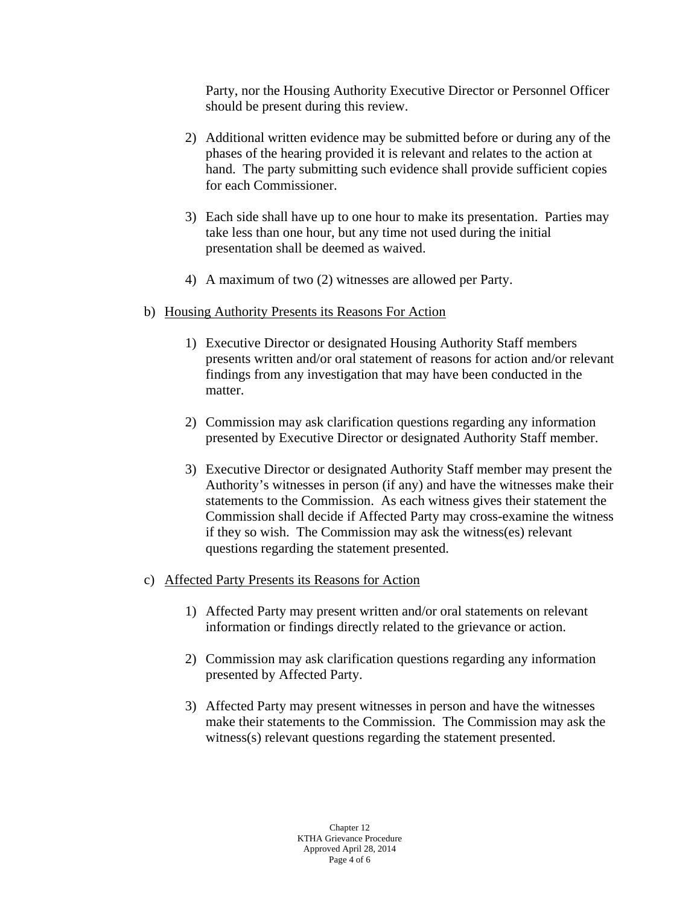Party, nor the Housing Authority Executive Director or Personnel Officer should be present during this review.

2) Additional written evidence may be submitted before or during any of the phases of the hearing provided it is relevant and relates to the action at hand. The party submitting such evidence shall provide sufficient copies for each Commissioner.

3) Each side shall have up to one hour to make its presentation. Parties may take less than one hour, but any time not used during the initial presentation shall be deemed as waived.

4) A maximum of two (2) witnesses are allowed per Party.

b) <u>Housing Authority Presents its Reasons For Action</u>

1) Executive Director or designated Housing Authority Staff members presents written and/or oral statement of reasons for action and/or relevant findings from any investigation that may have been conducted in the matter.

2) Commission may ask clarification questions regarding any information presented by Executive Director or designated Authority Staff member.

3) Executive Director or designated Authority Staff member may present the Authority's witnesses in person (if any) and have the witnesses make their statements to the Commission. As each witness gives their statement the Commission shall decide if Affected Party may cross-examine the witness if they so wish. The Commission may ask the witness(es) relevant questions regarding the statement presented.

c) <u>Affected Party Presents its Reasons for Action</u>

1) Affected Party may present written and/or oral statements on relevant information or findings directly related to the grievance or action.

2) Commission may ask clarification questions regarding any information presented by Affected Party.

3) Affected Party may present witnesses in person and have the witnesses make their statements to the Commission. The Commission may ask the witness(s) relevant questions regarding the statement presented.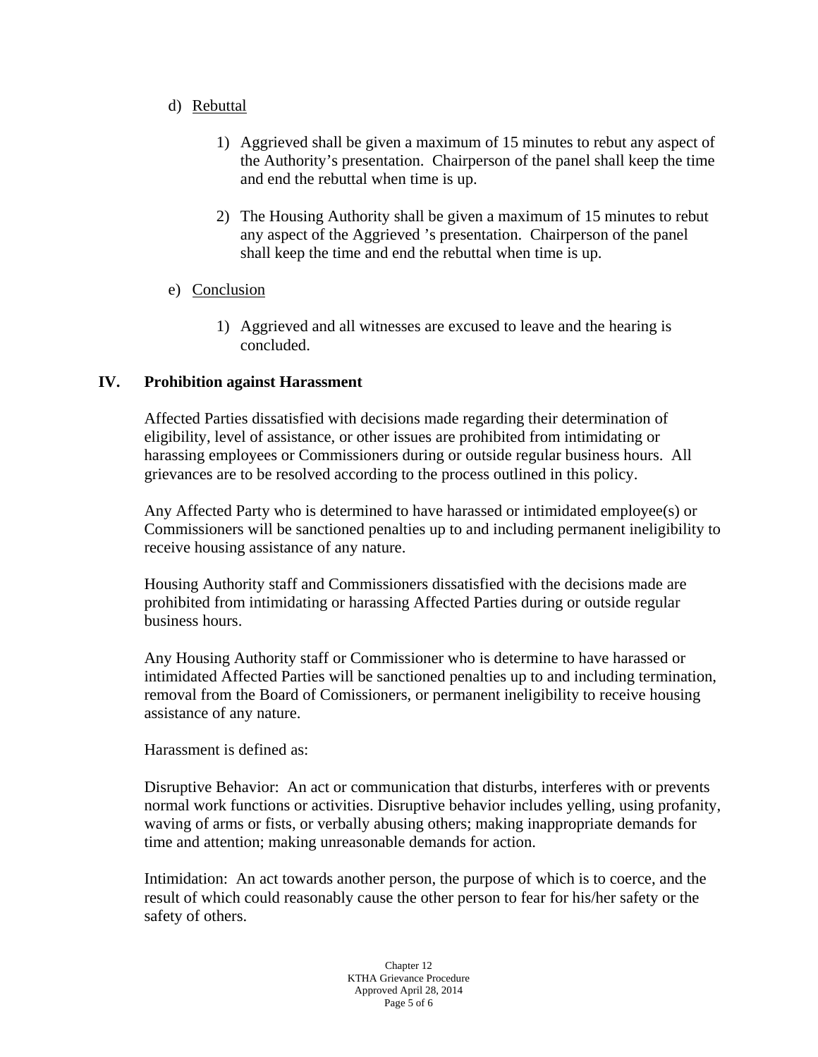d) Rebuttal

1) Aggrieved shall be given a maximum of 15 minutes to rebut any aspect of the Authority's presentation. Chairperson of the panel shall keep the time and end the rebuttal when time is up.

2) The Housing Authority shall be given a maximum of 15 minutes to rebut any aspect of the Aggrieved 's presentation. Chairperson of the panel shall keep the time and end the rebuttal when time is up.

e) Conclusion

1) Aggrieved and all witnesses are excused to leave and the hearing is concluded.

## IV. Prohibition against Harassment

Affected Parties dissatisfied with decisions made regarding their determination of eligibility, level of assistance, or other issues are prohibited from intimidating or harassing employees or Commissioners during or outside regular business hours. All grievances are to be resolved according to the process outlined in this policy.

Any Affected Party who is determined to have harassed or intimidated employee(s) or Commissioners will be sanctioned penalties up to and including permanent ineligibility to receive housing assistance of any nature.

Housing Authority staff and Commissioners dissatisfied with the decisions made are prohibited from intimidating or harassing Affected Parties during or outside regular business hours.

Any Housing Authority staff or Commissioner who is determine to have harassed or intimidated Affected Parties will be sanctioned penalties up to and including termination, removal from the Board of Comissioners, or permanent ineligibility to receive housing assistance of any nature.

Harassment is defined as:

Disruptive Behavior: An act or communication that disturbs, interferes with or prevents normal work functions or activities. Disruptive behavior includes yelling, using profanity, waving of arms or fists, or verbally abusing others; making inappropriate demands for time and attention; making unreasonable demands for action.

Intimidation: An act towards another person, the purpose of which is to coerce, and the result of which could reasonably cause the other person to fear for his/her safety or the safety of others.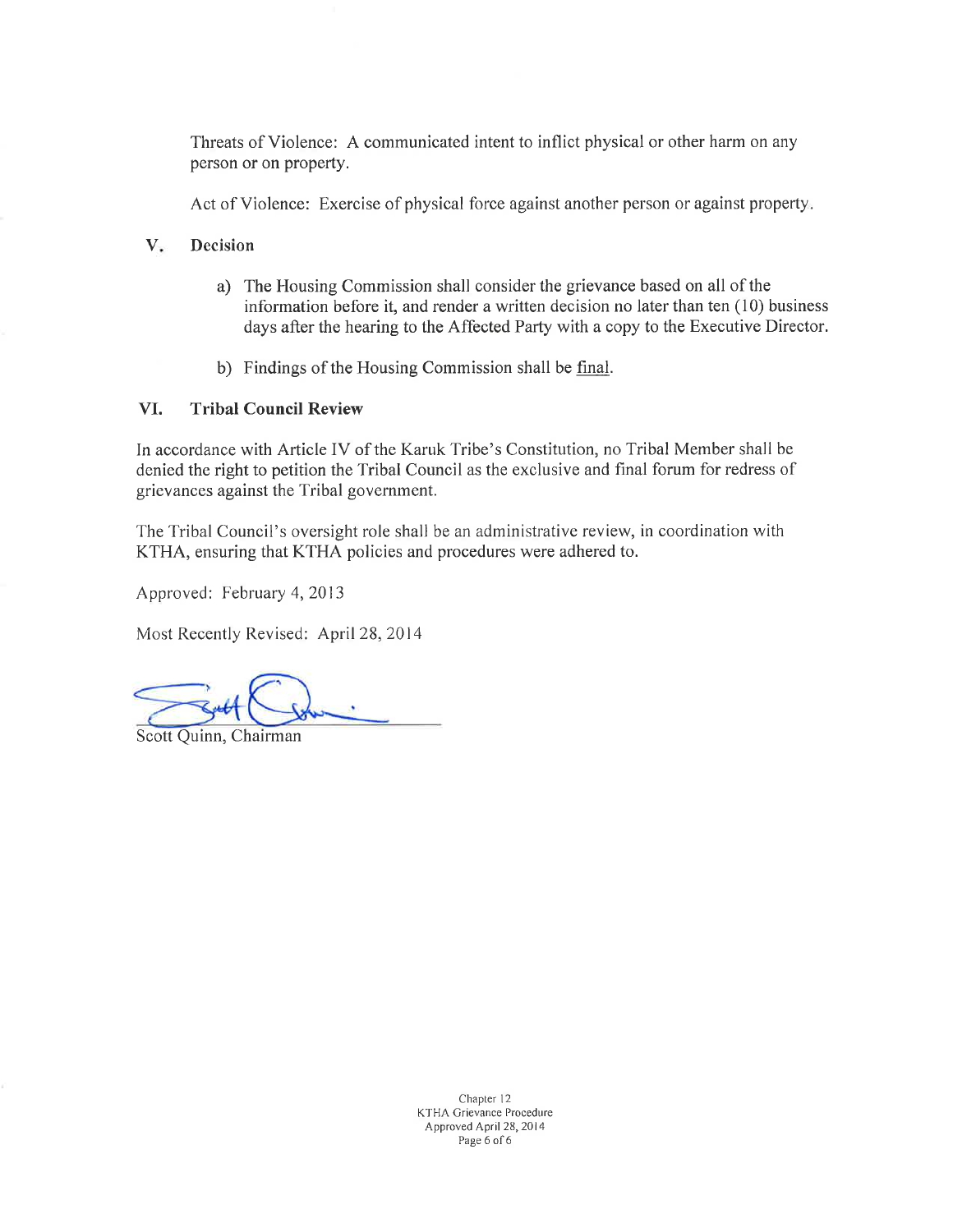Threats of Violence: A communicated intent to inflict physical or other harm on any person or on property.

Act of Violence: Exercise of physical force against another person or against property.

## V. Decision

a) The Housing Commission shall consider the grievance based on all of the information before it, and render a written decision no later than ten (10) business days after the hearing to the Affected Party with a copy to the Executive Director.

b) Findings of the Housing Commission shall be final.

## VI. Tribal Council Review

In accordance with Article IV of the Karuk Tribe's Constitution, no Tribal Member shall be denied the right to petition the Tribal Council as the exclusive and final forum for redress of grievances against the Tribal government.

The Tribal Council's oversight role shall be an administrative review, in coordination with KTHA, ensuring that KTHA policies and procedures were adhered to.

Approved: February 4, 2013

Most Recently Revised: April 28, 2014

Scott Quinn, Chairman